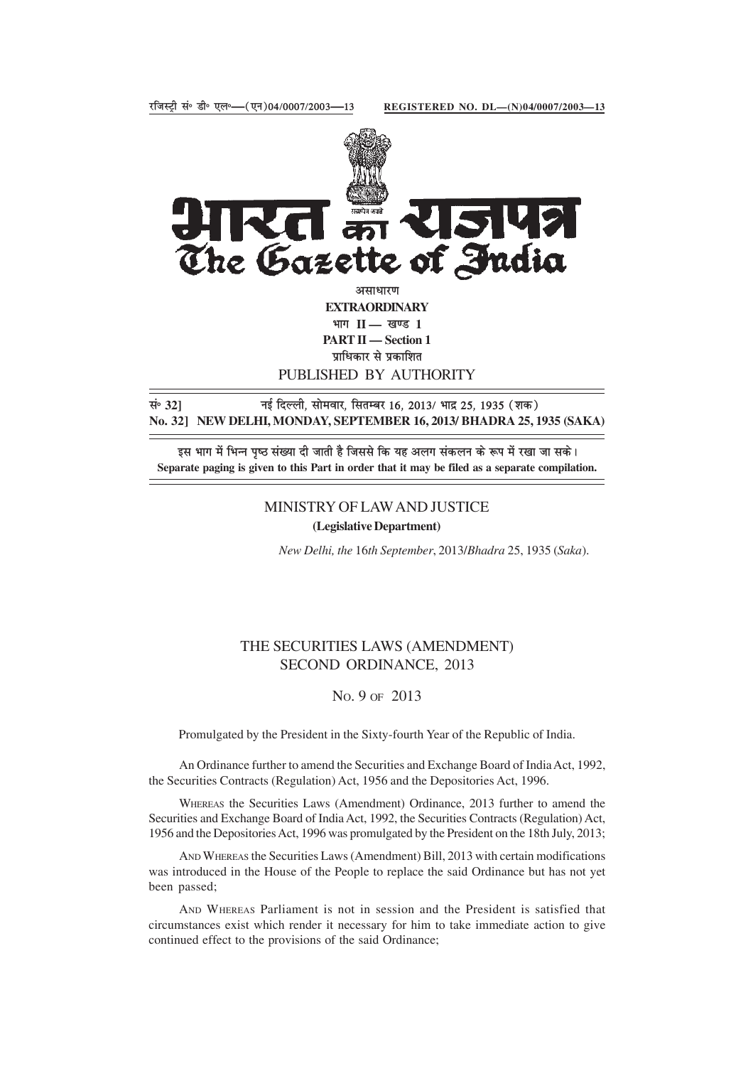रजिस्ट्री सं॰ डी॰ एल॰—(एन)04/0007/2003—13 **REGISTERED NO. DL—(N)04/0007/2003—13**

# भारत का राजपत्र
# The Gazette of India

असाधारण
**EXTRAORDINARY**
भाग II — खण्ड 1
**PART II — Section 1**
प्राधिकार से प्रकाशित
PUBLISHED BY AUTHORITY

**सं॰ 32]** नई दिल्ली, सोमवार, सितम्बर 16, 2013/ भाद्र 25, 1935 (शक)
**No. 32] NEW DELHI, MONDAY, SEPTEMBER 16, 2013/ BHADRA 25, 1935 (SAKA)**

इस भाग में भिन्न पृष्ठ संख्या दी जाती है जिससे कि यह अलग संकलन के रूप में रखा जा सके।
**Separate paging is given to this Part in order that it may be filed as a separate compilation.**

MINISTRY OF LAW AND JUSTICE
**(Legislative Department)**

*New Delhi, the* 16*th September*, 2013/*Bhadra* 25, 1935 (*Saka*).

## THE SECURITIES LAWS (AMENDMENT) SECOND ORDINANCE, 2013

No. 9 of 2013

Promulgated by the President in the Sixty-fourth Year of the Republic of India.

An Ordinance further to amend the Securities and Exchange Board of India Act, 1992, the Securities Contracts (Regulation) Act, 1956 and the Depositories Act, 1996.

WHEREAS the Securities Laws (Amendment) Ordinance, 2013 further to amend the Securities and Exchange Board of India Act, 1992, the Securities Contracts (Regulation) Act, 1956 and the Depositories Act, 1996 was promulgated by the President on the 18th July, 2013;

AND WHEREAS the Securities Laws (Amendment) Bill, 2013 with certain modifications was introduced in the House of the People to replace the said Ordinance but has not yet been passed;

AND WHEREAS Parliament is not in session and the President is satisfied that circumstances exist which render it necessary for him to take immediate action to give continued effect to the provisions of the said Ordinance;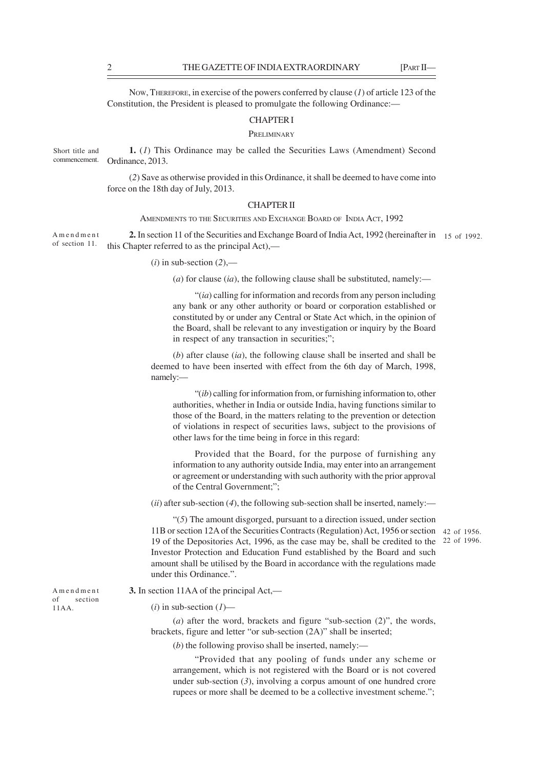NOW, THEREFORE, in exercise of the powers conferred by clause (*1*) of article 123 of the Constitution, the President is pleased to promulgate the following Ordinance:—

## CHAPTER I

### PRELIMINARY

Short title and commencement.

**1.** (*1*) This Ordinance may be called the Securities Laws (Amendment) Second Ordinance, 2013.

(*2*) Save as otherwise provided in this Ordinance, it shall be deemed to have come into force on the 18th day of July, 2013.

## CHAPTER II

### AMENDMENTS TO THE SECURITIES AND EXCHANGE BOARD OF INDIA ACT, 1992

Amendment of section 11.

**2.** In section 11 of the Securities and Exchange Board of India Act, 1992 (hereinafter in this Chapter referred to as the principal Act),— 15 of 1992.

(*i*) in sub-section (*2*),—

(*a*) for clause (*ia*), the following clause shall be substituted, namely:—

"(*ia*) calling for information and records from any person including any bank or any other authority or board or corporation established or constituted by or under any Central or State Act which, in the opinion of the Board, shall be relevant to any investigation or inquiry by the Board in respect of any transaction in securities;";

(*b*) after clause (*ia*), the following clause shall be inserted and shall be deemed to have been inserted with effect from the 6th day of March, 1998, namely:—

"(*ib*) calling for information from, or furnishing information to, other authorities, whether in India or outside India, having functions similar to those of the Board, in the matters relating to the prevention or detection of violations in respect of securities laws, subject to the provisions of other laws for the time being in force in this regard:

Provided that the Board, for the purpose of furnishing any information to any authority outside India, may enter into an arrangement or agreement or understanding with such authority with the prior approval of the Central Government;";

(*ii*) after sub-section (*4*), the following sub-section shall be inserted, namely:—

"(*5*) The amount disgorged, pursuant to a direction issued, under section 11B or section 12A of the Securities Contracts (Regulation) Act, 1956 or section 19 of the Depositories Act, 1996, as the case may be, shall be credited to the Investor Protection and Education Fund established by the Board and such amount shall be utilised by the Board in accordance with the regulations made under this Ordinance.". 42 of 1956. 22 of 1996.

Amendment of section 11AA.

**3.** In section 11AA of the principal Act,—

(*i*) in sub-section (*1*)—

(*a*) after the word, brackets and figure "sub-section (2)", the words, brackets, figure and letter "or sub-section (2A)" shall be inserted;

(*b*) the following proviso shall be inserted, namely:—

"Provided that any pooling of funds under any scheme or arrangement, which is not registered with the Board or is not covered under sub-section (*3*), involving a corpus amount of one hundred crore rupees or more shall be deemed to be a collective investment scheme.";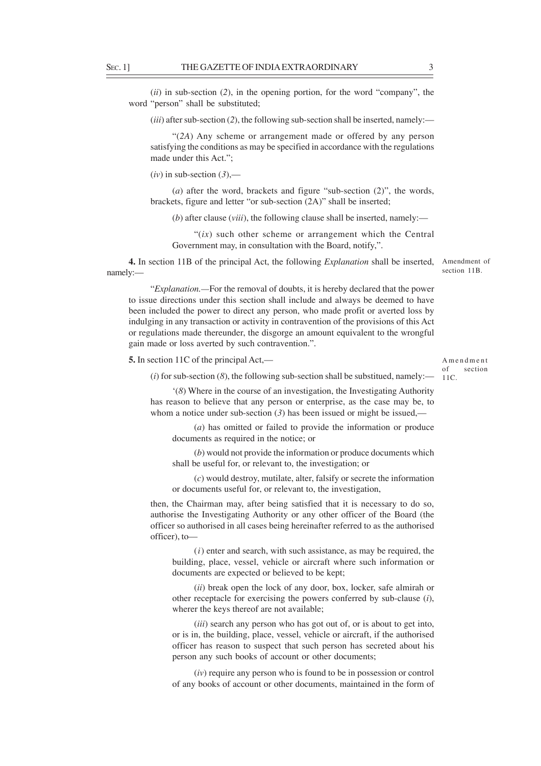(*ii*) in sub-section (*2*), in the opening portion, for the word "company", the word "person" shall be substituted;

(*iii*) after sub-section (*2*), the following sub-section shall be inserted, namely:—

"(*2A*) Any scheme or arrangement made or offered by any person satisfying the conditions as may be specified in accordance with the regulations made under this Act.";

(*iv*) in sub-section (*3*),—

(*a*) after the word, brackets and figure "sub-section (2)", the words, brackets, figure and letter "or sub-section (2A)" shall be inserted;

(*b*) after clause (*viii*), the following clause shall be inserted, namely:—

"(*ix*) such other scheme or arrangement which the Central Government may, in consultation with the Board, notify,".

Amendment of section 11B.

**4.** In section 11B of the principal Act, the following *Explanation* shall be inserted, namely:—

"*Explanation.*—For the removal of doubts, it is hereby declared that the power to issue directions under this section shall include and always be deemed to have been included the power to direct any person, who made profit or averted loss by indulging in any transaction or activity in contravention of the provisions of this Act or regulations made thereunder, the disgorge an amount equivalent to the wrongful gain made or loss averted by such contravention.".

Amendment of section 11C.

**5.** In section 11C of the principal Act,—

(*i*) for sub-section (*8*), the following sub-section shall be substitued, namely:—

'(*8*) Where in the course of an investigation, the Investigating Authority has reason to believe that any person or enterprise, as the case may be, to whom a notice under sub-section (*3*) has been issued or might be issued,—

(*a*) has omitted or failed to provide the information or produce documents as required in the notice; or

(*b*) would not provide the information or produce documents which shall be useful for, or relevant to, the investigation; or

(*c*) would destroy, mutilate, alter, falsify or secrete the information or documents useful for, or relevant to, the investigation,

then, the Chairman may, after being satisfied that it is necessary to do so, authorise the Investigating Authority or any other officer of the Board (the officer so authorised in all cases being hereinafter referred to as the authorised officer), to—

(*i*) enter and search, with such assistance, as may be required, the building, place, vessel, vehicle or aircraft where such information or documents are expected or believed to be kept;

(*ii*) break open the lock of any door, box, locker, safe almirah or other receptacle for exercising the powers conferred by sub-clause (*i*), wherer the keys thereof are not available;

(*iii*) search any person who has got out of, or is about to get into, or is in, the building, place, vessel, vehicle or aircraft, if the authorised officer has reason to suspect that such person has secreted about his person any such books of account or other documents;

(*iv*) require any person who is found to be in possession or control of any books of account or other documents, maintained in the form of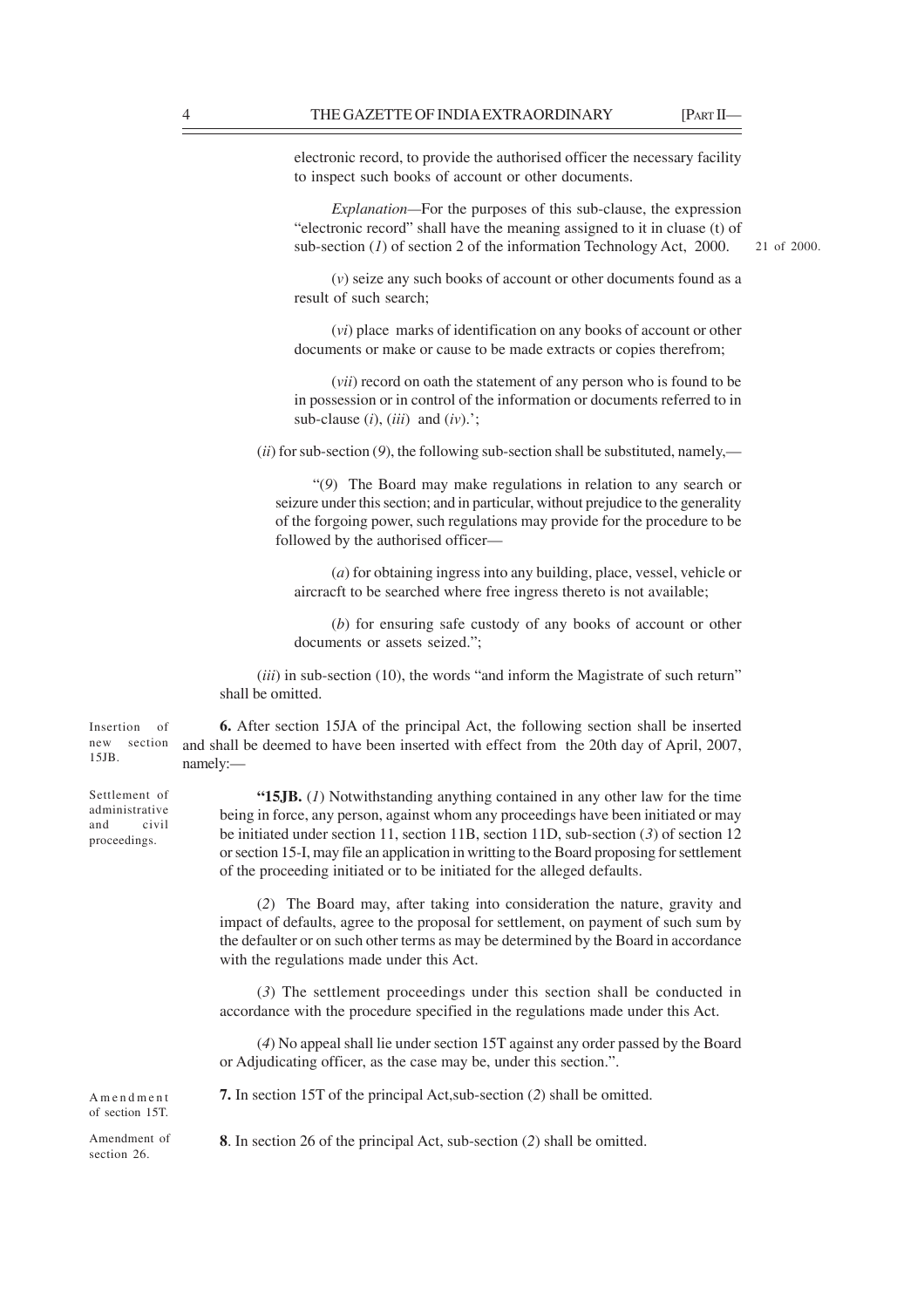electronic record, to provide the authorised officer the necessary facility to inspect such books of account or other documents.

*Explanation*—For the purposes of this sub-clause, the expression "electronic record" shall have the meaning assigned to it in cluase (t) of sub-section (*1*) of section 2 of the information Technology Act, 2000.

21 of 2000.

(*v*) seize any such books of account or other documents found as a result of such search;

(*vi*) place marks of identification on any books of account or other documents or make or cause to be made extracts or copies therefrom;

(*vii*) record on oath the statement of any person who is found to be in possession or in control of the information or documents referred to in sub-clause (*i*), (*iii*) and (*iv*).';

(*ii*) for sub-section (*9*), the following sub-section shall be substituted, namely,—

"(*9*) The Board may make regulations in relation to any search or seizure under this section; and in particular, without prejudice to the generality of the forgoing power, such regulations may provide for the procedure to be followed by the authorised officer—

(*a*) for obtaining ingress into any building, place, vessel, vehicle or aircracft to be searched where free ingress thereto is not available;

(*b*) for ensuring safe custody of any books of account or other documents or assets seized.";

(*iii*) in sub-section (10), the words "and inform the Magistrate of such return" shall be omitted.

Insertion of new section 15JB.

**6.** After section 15JA of the principal Act, the following section shall be inserted and shall be deemed to have been inserted with effect from the 20th day of April, 2007, namely:—

Settlement of administrative and civil proceedings.

**"15JB.** (*1*) Notwithstanding anything contained in any other law for the time being in force, any person, against whom any proceedings have been initiated or may be initiated under section 11, section 11B, section 11D, sub-section (*3*) of section 12 or section 15-I, may file an application in writting to the Board proposing for settlement of the proceeding initiated or to be initiated for the alleged defaults.

(*2*) The Board may, after taking into consideration the nature, gravity and impact of defaults, agree to the proposal for settlement, on payment of such sum by the defaulter or on such other terms as may be determined by the Board in accordance with the regulations made under this Act.

(*3*) The settlement proceedings under this section shall be conducted in accordance with the procedure specified in the regulations made under this Act.

(*4*) No appeal shall lie under section 15T against any order passed by the Board or Adjudicating officer, as the case may be, under this section.".

Amendment of section 15T.

**7.** In section 15T of the principal Act,sub-section (*2*) shall be omitted.

Amendment of section 26.

**8**. In section 26 of the principal Act, sub-section (*2*) shall be omitted.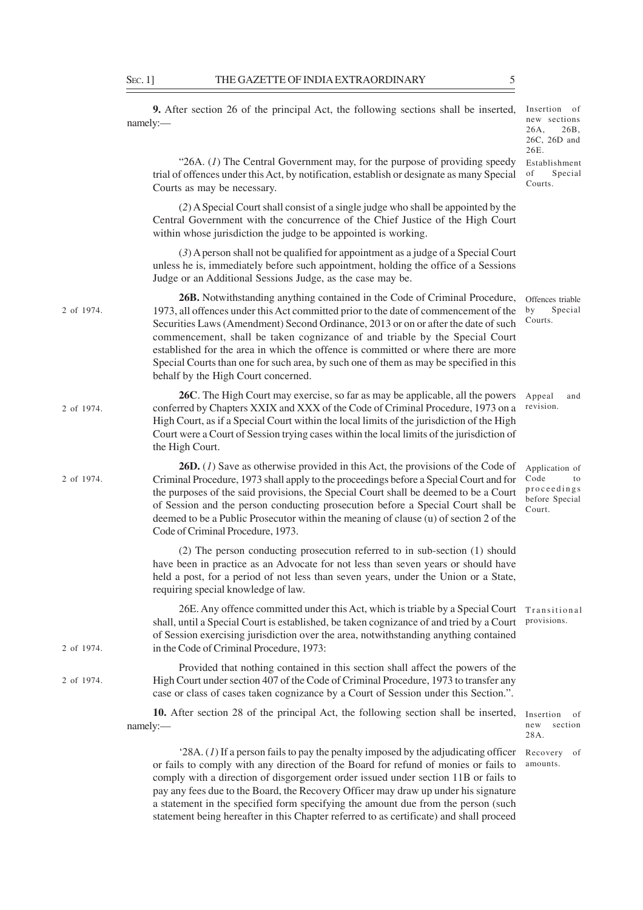**9.** After section 26 of the principal Act, the following sections shall be inserted, namely:—

Insertion of new sections 26A, 26B, 26C, 26D and 26E.

Establishment of Special Courts.

"26A. (*1*) The Central Government may, for the purpose of providing speedy trial of offences under this Act, by notification, establish or designate as many Special Courts as may be necessary.

(*2*) A Special Court shall consist of a single judge who shall be appointed by the Central Government with the concurrence of the Chief Justice of the High Court within whose jurisdiction the judge to be appointed is working.

(*3*) A person shall not be qualified for appointment as a judge of a Special Court unless he is, immediately before such appointment, holding the office of a Sessions Judge or an Additional Sessions Judge, as the case may be.

Offences triable by Special Courts.

2 of 1974.

**26B.** Notwithstanding anything contained in the Code of Criminal Procedure, 1973, all offences under this Act committed prior to the date of commencement of the Securities Laws (Amendment) Second Ordinance, 2013 or on or after the date of such commencement, shall be taken cognizance of and triable by the Special Court established for the area in which the offence is committed or where there are more Special Courts than one for such area, by such one of them as may be specified in this behalf by the High Court concerned.

Appeal and revision.

2 of 1974.

**26C**. The High Court may exercise, so far as may be applicable, all the powers conferred by Chapters XXIX and XXX of the Code of Criminal Procedure, 1973 on a High Court, as if a Special Court within the local limits of the jurisdiction of the High Court were a Court of Session trying cases within the local limits of the jurisdiction of the High Court.

Application of Code to proceedings before Special Court.

2 of 1974.

**26D.** (*1*) Save as otherwise provided in this Act, the provisions of the Code of Criminal Procedure, 1973 shall apply to the proceedings before a Special Court and for the purposes of the said provisions, the Special Court shall be deemed to be a Court of Session and the person conducting prosecution before a Special Court shall be deemed to be a Public Prosecutor within the meaning of clause (u) of section 2 of the Code of Criminal Procedure, 1973.

(2) The person conducting prosecution referred to in sub-section (1) should have been in practice as an Advocate for not less than seven years or should have held a post, for a period of not less than seven years, under the Union or a State, requiring special knowledge of law.

Transitional provisions.

2 of 1974.

26E. Any offence committed under this Act, which is triable by a Special Court shall, until a Special Court is established, be taken cognizance of and tried by a Court of Session exercising jurisdiction over the area, notwithstanding anything contained in the Code of Criminal Procedure, 1973:

2 of 1974.

Provided that nothing contained in this section shall affect the powers of the High Court under section 407 of the Code of Criminal Procedure, 1973 to transfer any case or class of cases taken cognizance by a Court of Session under this Section.".

Insertion of new section 28A.

**10.** After section 28 of the principal Act, the following section shall be inserted, namely:—

Recovery of amounts.

'28A. (*1*) If a person fails to pay the penalty imposed by the adjudicating officer or fails to comply with any direction of the Board for refund of monies or fails to comply with a direction of disgorgement order issued under section 11B or fails to pay any fees due to the Board, the Recovery Officer may draw up under his signature a statement in the specified form specifying the amount due from the person (such statement being hereafter in this Chapter referred to as certificate) and shall proceed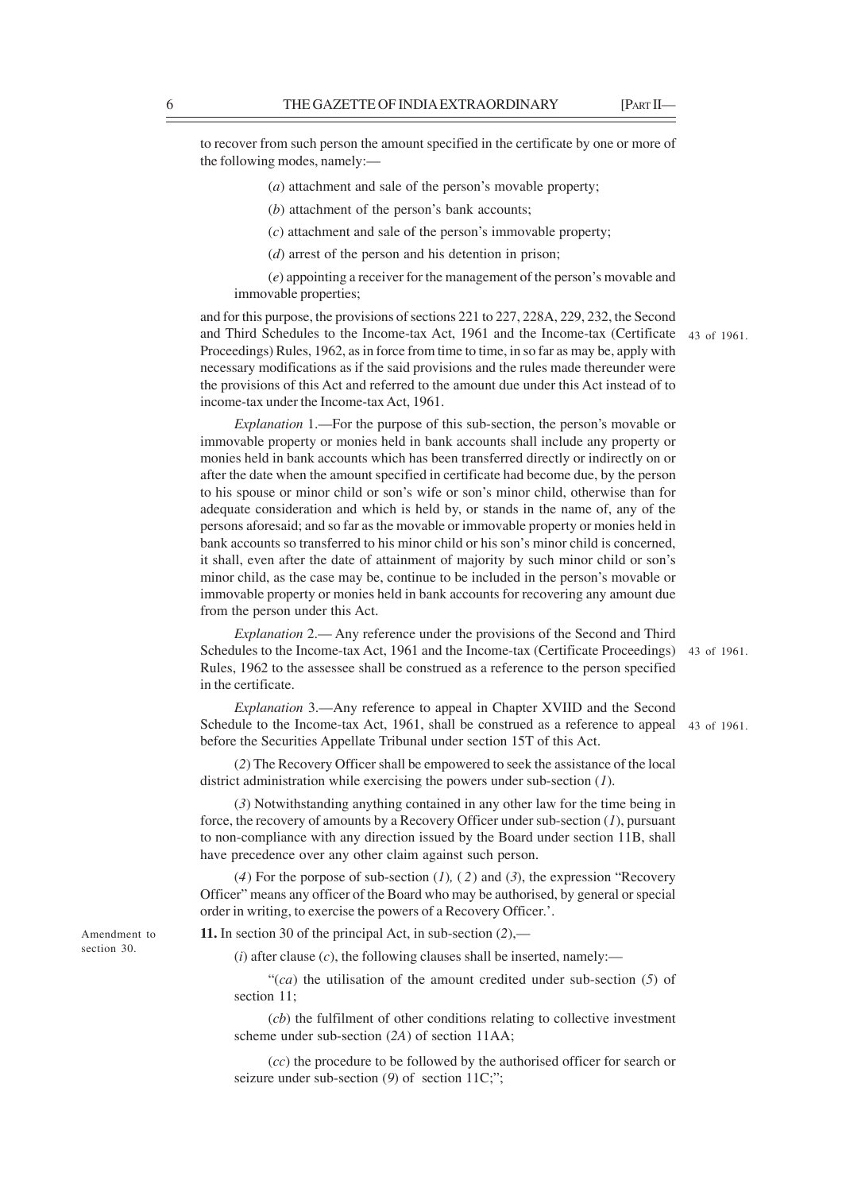to recover from such person the amount specified in the certificate by one or more of the following modes, namely:—

(*a*) attachment and sale of the person's movable property;

(*b*) attachment of the person's bank accounts;

(*c*) attachment and sale of the person's immovable property;

(*d*) arrest of the person and his detention in prison;

(*e*) appointing a receiver for the management of the person's movable and immovable properties;

and for this purpose, the provisions of sections 221 to 227, 228A, 229, 232, the Second and Third Schedules to the Income-tax Act, 1961 and the Income-tax (Certificate Proceedings) Rules, 1962, as in force from time to time, in so far as may be, apply with necessary modifications as if the said provisions and the rules made thereunder were the provisions of this Act and referred to the amount due under this Act instead of to income-tax under the Income-tax Act, 1961. 43 of 1961.

*Explanation* 1.—For the purpose of this sub-section, the person's movable or immovable property or monies held in bank accounts shall include any property or monies held in bank accounts which has been transferred directly or indirectly on or after the date when the amount specified in certificate had become due, by the person to his spouse or minor child or son's wife or son's minor child, otherwise than for adequate consideration and which is held by, or stands in the name of, any of the persons aforesaid; and so far as the movable or immovable property or monies held in bank accounts so transferred to his minor child or his son's minor child is concerned, it shall, even after the date of attainment of majority by such minor child or son's minor child, as the case may be, continue to be included in the person's movable or immovable property or monies held in bank accounts for recovering any amount due from the person under this Act.

*Explanation* 2.— Any reference under the provisions of the Second and Third Schedules to the Income-tax Act, 1961 and the Income-tax (Certificate Proceedings) Rules, 1962 to the assessee shall be construed as a reference to the person specified in the certificate. 43 of 1961.

*Explanation* 3.—Any reference to appeal in Chapter XVIID and the Second Schedule to the Income-tax Act, 1961, shall be construed as a reference to appeal before the Securities Appellate Tribunal under section 15T of this Act. 43 of 1961.

(*2*) The Recovery Officer shall be empowered to seek the assistance of the local district administration while exercising the powers under sub-section (*1*).

(*3*) Notwithstanding anything contained in any other law for the time being in force, the recovery of amounts by a Recovery Officer under sub-section (*1*), pursuant to non-compliance with any direction issued by the Board under section 11B, shall have precedence over any other claim against such person.

(*4*) For the porpose of sub-section (*1*)*,* (*2*) and (*3*), the expression "Recovery Officer" means any officer of the Board who may be authorised, by general or special order in writing, to exercise the powers of a Recovery Officer.'.

Amendment to section 30.

**11.** In section 30 of the principal Act, in sub-section (*2*),—

(*i*) after clause (*c*), the following clauses shall be inserted, namely:—

"(*ca*) the utilisation of the amount credited under sub-section (*5*) of section 11;

(*cb*) the fulfilment of other conditions relating to collective investment scheme under sub-section (*2A*) of section 11AA;

(*cc*) the procedure to be followed by the authorised officer for search or seizure under sub-section (*9*) of section 11C;";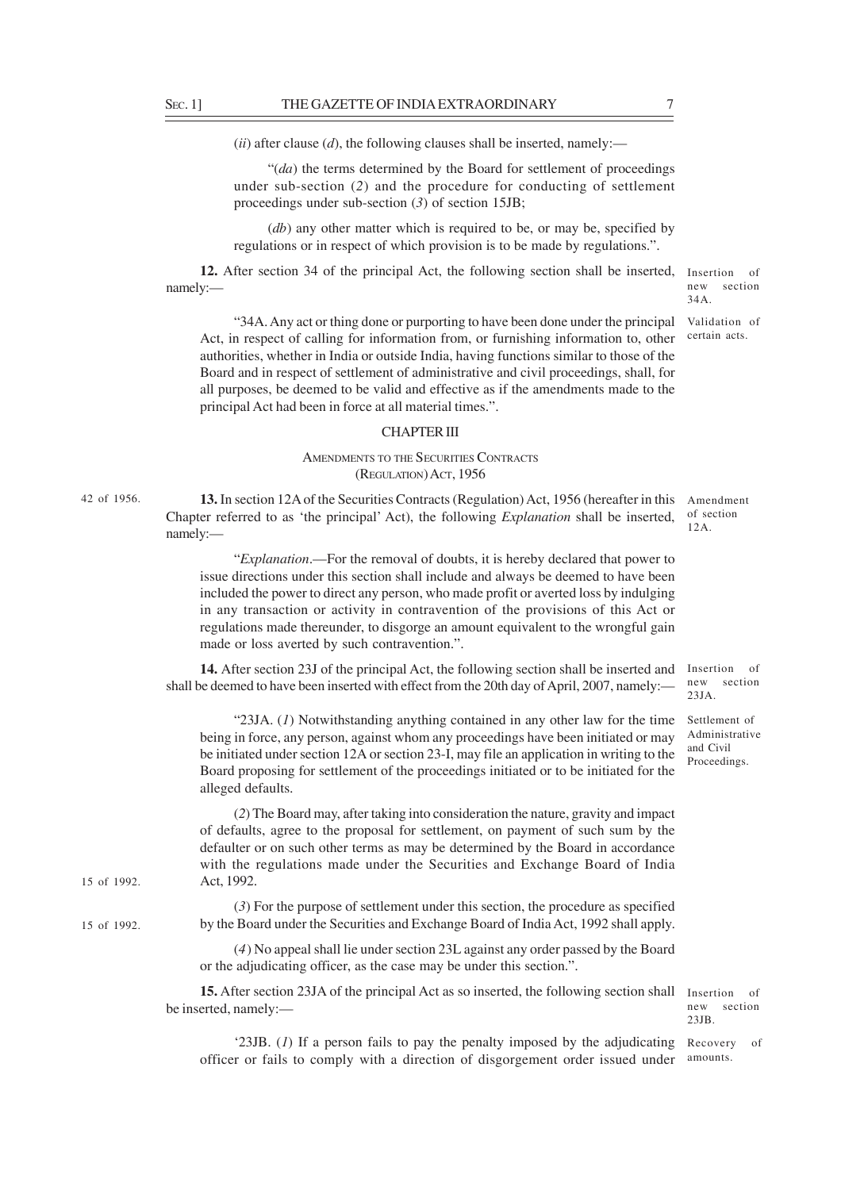(*ii*) after clause (*d*), the following clauses shall be inserted, namely:—

"(*da*) the terms determined by the Board for settlement of proceedings under sub-section (*2*) and the procedure for conducting of settlement proceedings under sub-section (*3*) of section 15JB;

(*db*) any other matter which is required to be, or may be, specified by regulations or in respect of which provision is to be made by regulations.".

Insertion of new section 34A.

**12.** After section 34 of the principal Act, the following section shall be inserted, namely:—

Validation of certain acts.

"34A. Any act or thing done or purporting to have been done under the principal Act, in respect of calling for information from, or furnishing information to, other authorities, whether in India or outside India, having functions similar to those of the Board and in respect of settlement of administrative and civil proceedings, shall, for all purposes, be deemed to be valid and effective as if the amendments made to the principal Act had been in force at all material times.".

## CHAPTER III

### AMENDMENTS TO THE SECURITIES CONTRACTS (REGULATION) ACT, 1956

42 of 1956.

Amendment of section 12A.

**13.** In section 12A of the Securities Contracts (Regulation) Act, 1956 (hereafter in this Chapter referred to as 'the principal' Act), the following *Explanation* shall be inserted, namely:—

"*Explanation*.—For the removal of doubts, it is hereby declared that power to issue directions under this section shall include and always be deemed to have been included the power to direct any person, who made profit or averted loss by indulging in any transaction or activity in contravention of the provisions of this Act or regulations made thereunder, to disgorge an amount equivalent to the wrongful gain made or loss averted by such contravention.".

Insertion of new section 23JA.

**14.** After section 23J of the principal Act, the following section shall be inserted and shall be deemed to have been inserted with effect from the 20th day of April, 2007, namely:—

Settlement of Administrative and Civil Proceedings.

"23JA. (*1*) Notwithstanding anything contained in any other law for the time being in force, any person, against whom any proceedings have been initiated or may be initiated under section 12A or section 23-I, may file an application in writing to the Board proposing for settlement of the proceedings initiated or to be initiated for the alleged defaults.

(*2*) The Board may, after taking into consideration the nature, gravity and impact of defaults, agree to the proposal for settlement, on payment of such sum by the defaulter or on such other terms as may be determined by the Board in accordance with the regulations made under the Securities and Exchange Board of India Act, 1992.

15 of 1992.

(*3*) For the purpose of settlement under this section, the procedure as specified by the Board under the Securities and Exchange Board of India Act, 1992 shall apply.

15 of 1992.

(*4*) No appeal shall lie under section 23L against any order passed by the Board or the adjudicating officer, as the case may be under this section.".

Insertion of new section 23JB.

**15.** After section 23JA of the principal Act as so inserted, the following section shall be inserted, namely:—

Recovery of amounts.

'23JB. (*1*) If a person fails to pay the penalty imposed by the adjudicating officer or fails to comply with a direction of disgorgement order issued under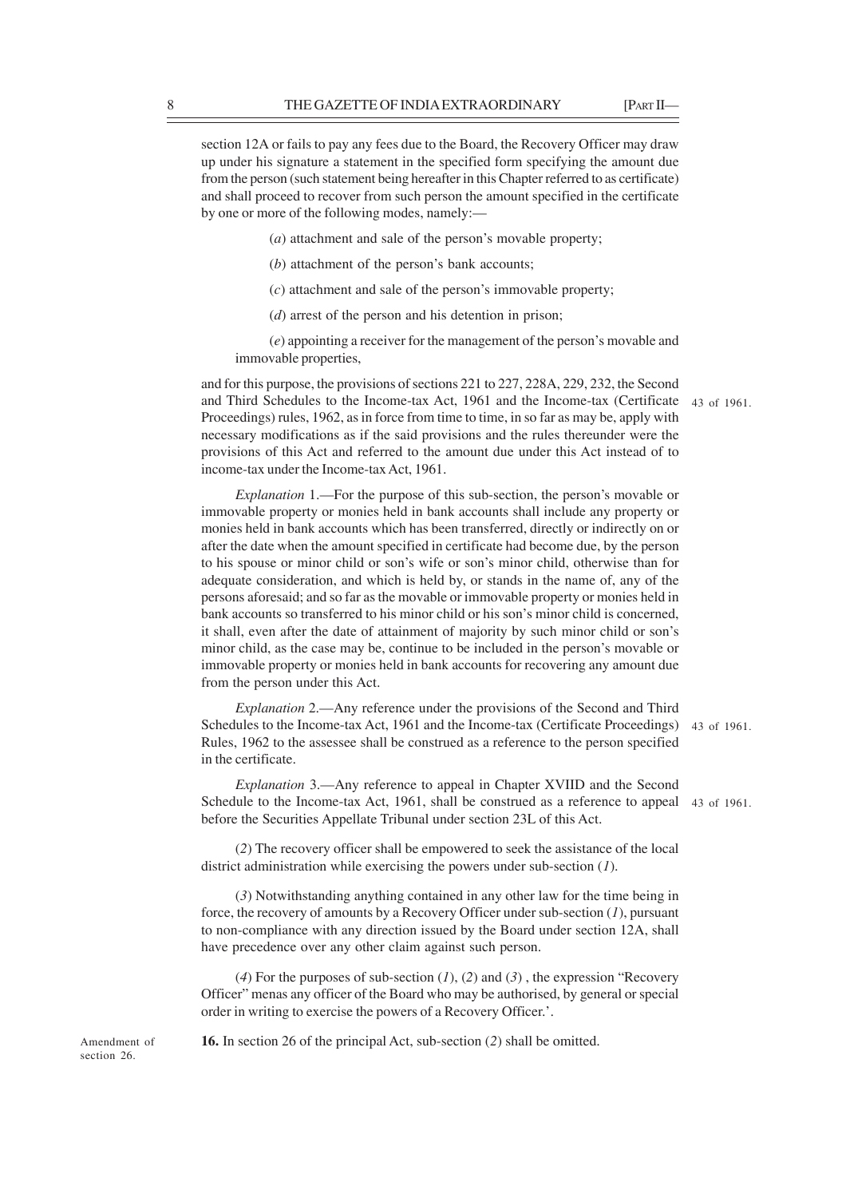section 12A or fails to pay any fees due to the Board, the Recovery Officer may draw up under his signature a statement in the specified form specifying the amount due from the person (such statement being hereafter in this Chapter referred to as certificate) and shall proceed to recover from such person the amount specified in the certificate by one or more of the following modes, namely:—

(*a*) attachment and sale of the person's movable property;

(*b*) attachment of the person's bank accounts;

(*c*) attachment and sale of the person's immovable property;

(*d*) arrest of the person and his detention in prison;

(*e*) appointing a receiver for the management of the person's movable and immovable properties,

and for this purpose, the provisions of sections 221 to 227, 228A, 229, 232, the Second and Third Schedules to the Income-tax Act, 1961 and the Income-tax (Certificate Proceedings) rules, 1962, as in force from time to time, in so far as may be, apply with necessary modifications as if the said provisions and the rules thereunder were the provisions of this Act and referred to the amount due under this Act instead of to income-tax under the Income-tax Act, 1961.

43 of 1961.

*Explanation* 1.—For the purpose of this sub-section, the person's movable or immovable property or monies held in bank accounts shall include any property or monies held in bank accounts which has been transferred, directly or indirectly on or after the date when the amount specified in certificate had become due, by the person to his spouse or minor child or son's wife or son's minor child, otherwise than for adequate consideration, and which is held by, or stands in the name of, any of the persons aforesaid; and so far as the movable or immovable property or monies held in bank accounts so transferred to his minor child or his son's minor child is concerned, it shall, even after the date of attainment of majority by such minor child or son's minor child, as the case may be, continue to be included in the person's movable or immovable property or monies held in bank accounts for recovering any amount due from the person under this Act.

*Explanation* 2.—Any reference under the provisions of the Second and Third Schedules to the Income-tax Act, 1961 and the Income-tax (Certificate Proceedings) Rules, 1962 to the assessee shall be construed as a reference to the person specified in the certificate.

43 of 1961.

*Explanation* 3.—Any reference to appeal in Chapter XVIID and the Second Schedule to the Income-tax Act, 1961, shall be construed as a reference to appeal before the Securities Appellate Tribunal under section 23L of this Act.

43 of 1961.

(*2*) The recovery officer shall be empowered to seek the assistance of the local district administration while exercising the powers under sub-section (*1*).

(*3*) Notwithstanding anything contained in any other law for the time being in force, the recovery of amounts by a Recovery Officer under sub-section (*1*), pursuant to non-compliance with any direction issued by the Board under section 12A, shall have precedence over any other claim against such person.

(*4*) For the purposes of sub-section (*1*), (*2*) and (*3*) , the expression "Recovery Officer" menas any officer of the Board who may be authorised, by general or special order in writing to exercise the powers of a Recovery Officer.'.

Amendment of section 26.

**16.** In section 26 of the principal Act, sub-section (*2*) shall be omitted.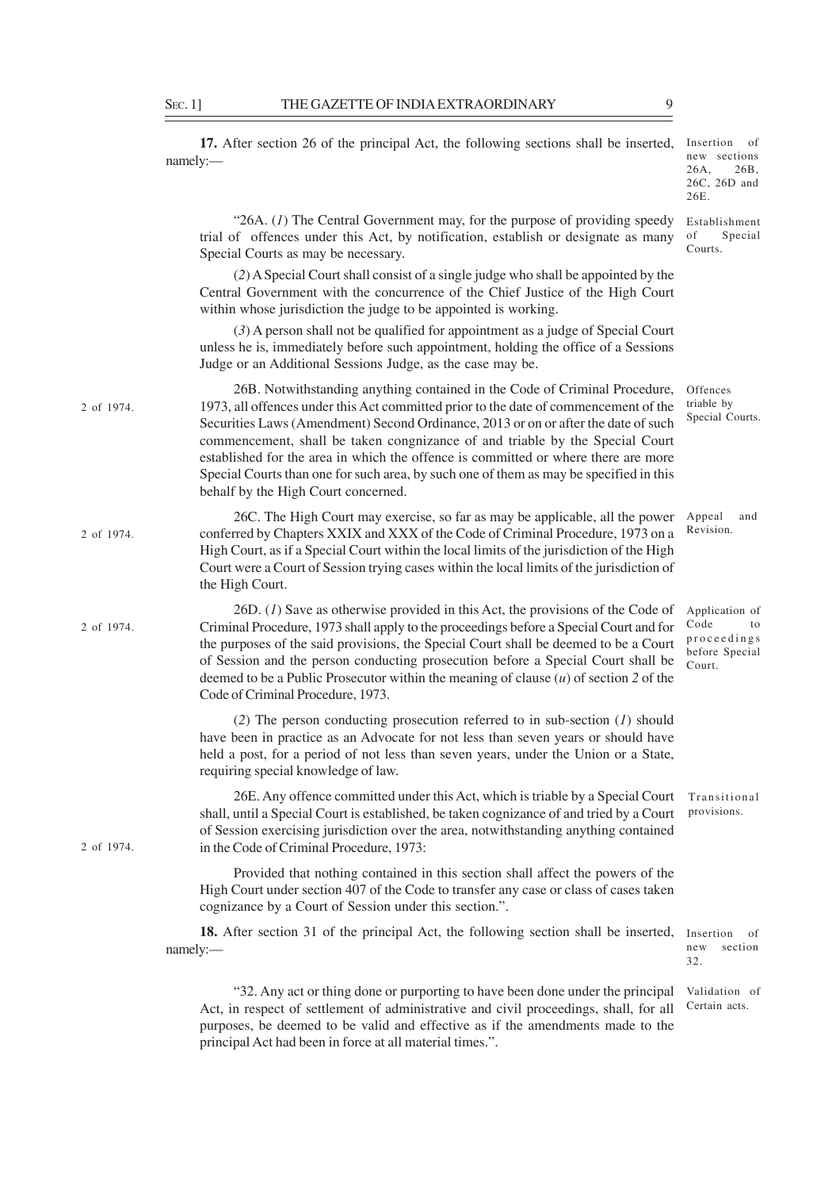**17.** After section 26 of the principal Act, the following sections shall be inserted, namely:—

*Insertion of new sections 26A, 26B, 26C, 26D and 26E.*

"26A. (*1*) The Central Government may, for the purpose of providing speedy trial of offences under this Act, by notification, establish or designate as many Special Courts as may be necessary.

*Establishment of Special Courts.*

(*2*) A Special Court shall consist of a single judge who shall be appointed by the Central Government with the concurrence of the Chief Justice of the High Court within whose jurisdiction the judge to be appointed is working.

(*3*) A person shall not be qualified for appointment as a judge of Special Court unless he is, immediately before such appointment, holding the office of a Sessions Judge or an Additional Sessions Judge, as the case may be.

26B. Notwithstanding anything contained in the Code of Criminal Procedure, 1973, all offences under this Act committed prior to the date of commencement of the Securities Laws (Amendment) Second Ordinance, 2013 or on or after the date of such commencement, shall be taken congnizance of and triable by the Special Court established for the area in which the offence is committed or where there are more Special Courts than one for such area, by such one of them as may be specified in this behalf by the High Court concerned.

*2 of 1974.*

*Offences triable by Special Courts.*

26C. The High Court may exercise, so far as may be applicable, all the power conferred by Chapters XXIX and XXX of the Code of Criminal Procedure, 1973 on a High Court, as if a Special Court within the local limits of the jurisdiction of the High Court were a Court of Session trying cases within the local limits of the jurisdiction of the High Court.

*2 of 1974.*

*Appeal and Revision.*

26D. (*1*) Save as otherwise provided in this Act, the provisions of the Code of Criminal Procedure, 1973 shall apply to the proceedings before a Special Court and for the purposes of the said provisions, the Special Court shall be deemed to be a Court of Session and the person conducting prosecution before a Special Court shall be deemed to be a Public Prosecutor within the meaning of clause (*u*) of section *2* of the Code of Criminal Procedure, 1973.

*2 of 1974.*

*Application of Code to proceedings before Special Court.*

(*2*) The person conducting prosecution referred to in sub-section (*1*) should have been in practice as an Advocate for not less than seven years or should have held a post, for a period of not less than seven years, under the Union or a State, requiring special knowledge of law.

26E. Any offence committed under this Act, which is triable by a Special Court shall, until a Special Court is established, be taken cognizance of and tried by a Court of Session exercising jurisdiction over the area, notwithstanding anything contained in the Code of Criminal Procedure, 1973:

*2 of 1974.*

*Transitional provisions.*

Provided that nothing contained in this section shall affect the powers of the High Court under section 407 of the Code to transfer any case or class of cases taken cognizance by a Court of Session under this section.".

**18.** After section 31 of the principal Act, the following section shall be inserted, namely:—

*Insertion of new section 32.*

"32. Any act or thing done or purporting to have been done under the principal Act, in respect of settlement of administrative and civil proceedings, shall, for all purposes, be deemed to be valid and effective as if the amendments made to the principal Act had been in force at all material times.".

*Validation of Certain acts.*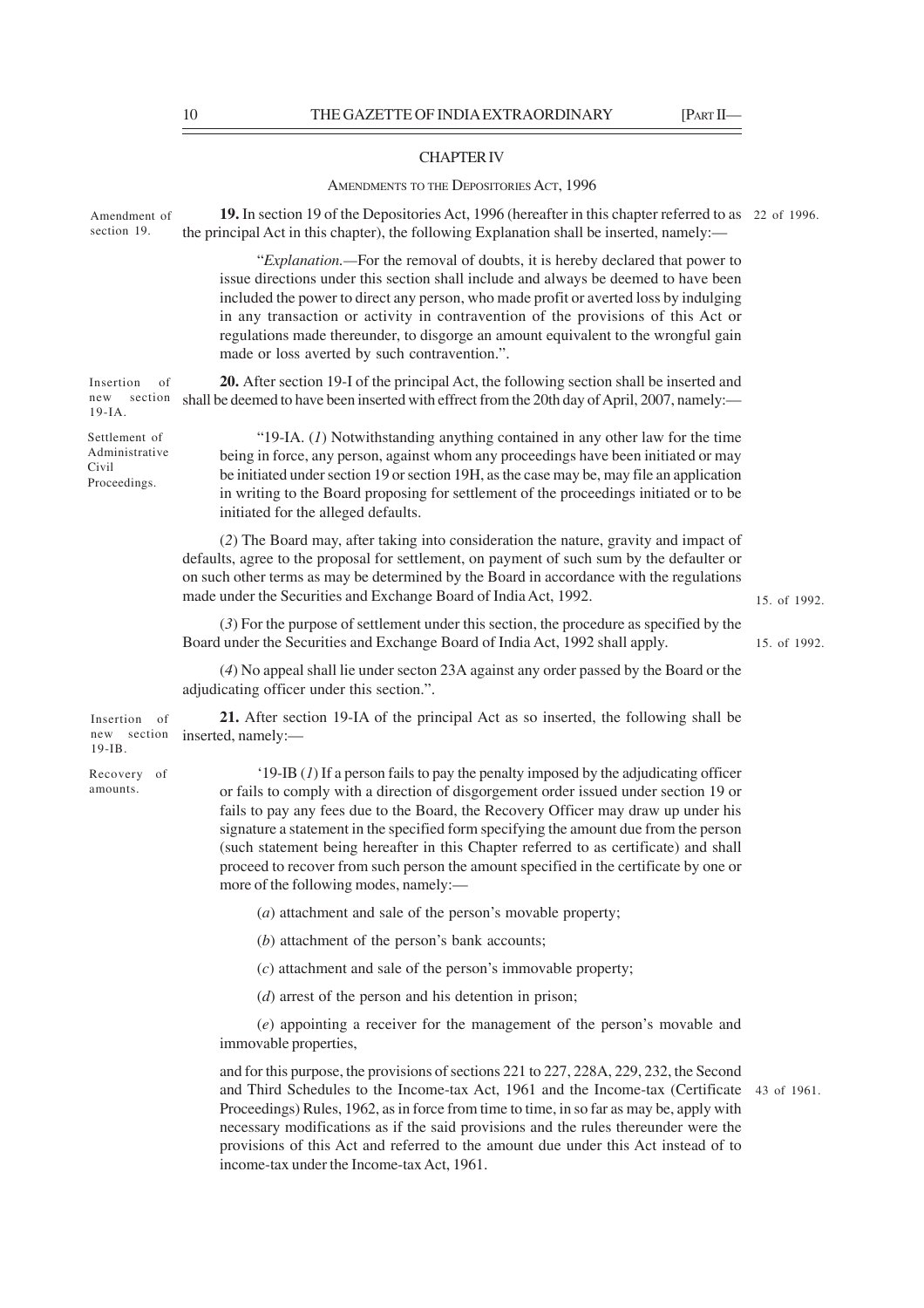## CHAPTER IV

### AMENDMENTS TO THE DEPOSITORIES ACT, 1996

Amendment of section 19.

**19.** In section 19 of the Depositories Act, 1996 (hereafter in this chapter referred to as the principal Act in this chapter), the following Explanation shall be inserted, namely:— 22 of 1996.

"*Explanation.*—For the removal of doubts, it is hereby declared that power to issue directions under this section shall include and always be deemed to have been included the power to direct any person, who made profit or averted loss by indulging in any transaction or activity in contravention of the provisions of this Act or regulations made thereunder, to disgorge an amount equivalent to the wrongful gain made or loss averted by such contravention.".

Insertion of new section 19-IA.

**20.** After section 19-I of the principal Act, the following section shall be inserted and shall be deemed to have been inserted with effect from the 20th day of April, 2007, namely:—

Settlement of Administrative Civil Proceedings.

"19-IA. (*1*) Notwithstanding anything contained in any other law for the time being in force, any person, against whom any proceedings have been initiated or may be initiated under section 19 or section 19H, as the case may be, may file an application in writing to the Board proposing for settlement of the proceedings initiated or to be initiated for the alleged defaults.

(*2*) The Board may, after taking into consideration the nature, gravity and impact of defaults, agree to the proposal for settlement, on payment of such sum by the defaulter or on such other terms as may be determined by the Board in accordance with the regulations made under the Securities and Exchange Board of India Act, 1992. 15. of 1992.

(*3*) For the purpose of settlement under this section, the procedure as specified by the Board under the Securities and Exchange Board of India Act, 1992 shall apply. 15. of 1992.

(*4*) No appeal shall lie under secton 23A against any order passed by the Board or the adjudicating officer under this section.".

Insertion of new section 19-IB.

**21.** After section 19-IA of the principal Act as so inserted, the following shall be inserted, namely:—

Recovery of amounts.

'19-IB (*1*) If a person fails to pay the penalty imposed by the adjudicating officer or fails to comply with a direction of disgorgement order issued under section 19 or fails to pay any fees due to the Board, the Recovery Officer may draw up under his signature a statement in the specified form specifying the amount due from the person (such statement being hereafter in this Chapter referred to as certificate) and shall proceed to recover from such person the amount specified in the certificate by one or more of the following modes, namely:—

(*a*) attachment and sale of the person's movable property;

(*b*) attachment of the person's bank accounts;

(*c*) attachment and sale of the person's immovable property;

(*d*) arrest of the person and his detention in prison;

(*e*) appointing a receiver for the management of the person's movable and immovable properties,

and for this purpose, the provisions of sections 221 to 227, 228A, 229, 232, the Second and Third Schedules to the Income-tax Act, 1961 and the Income-tax (Certificate Proceedings) Rules, 1962, as in force from time to time, in so far as may be, apply with necessary modifications as if the said provisions and the rules thereunder were the provisions of this Act and referred to the amount due under this Act instead of to income-tax under the Income-tax Act, 1961. 43 of 1961.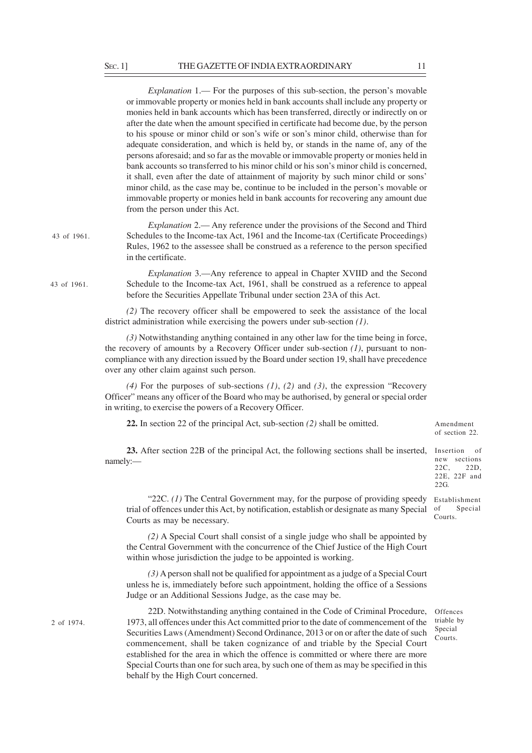*Explanation* 1.— For the purposes of this sub-section, the person's movable or immovable property or monies held in bank accounts shall include any property or monies held in bank accounts which has been transferred, directly or indirectly on or after the date when the amount specified in certificate had become due, by the person to his spouse or minor child or son's wife or son's minor child, otherwise than for adequate consideration, and which is held by, or stands in the name of, any of the persons aforesaid; and so far as the movable or immovable property or monies held in bank accounts so transferred to his minor child or his son's minor child is concerned, it shall, even after the date of attainment of majority by such minor child or sons' minor child, as the case may be, continue to be included in the person's movable or immovable property or monies held in bank accounts for recovering any amount due from the person under this Act.

43 of 1961.

*Explanation* 2.— Any reference under the provisions of the Second and Third Schedules to the Income-tax Act, 1961 and the Income-tax (Certificate Proceedings) Rules, 1962 to the assessee shall be construed as a reference to the person specified in the certificate.

43 of 1961.

*Explanation* 3.—Any reference to appeal in Chapter XVIID and the Second Schedule to the Income-tax Act, 1961, shall be construed as a reference to appeal before the Securities Appellate Tribunal under section 23A of this Act.

*(2)* The recovery officer shall be empowered to seek the assistance of the local district administration while exercising the powers under sub-section *(1)*.

*(3)* Notwithstanding anything contained in any other law for the time being in force, the recovery of amounts by a Recovery Officer under sub-section *(1)*, pursuant to non-compliance with any direction issued by the Board under section 19, shall have precedence over any other claim against such person.

*(4)* For the purposes of sub-sections *(1)*, *(2)* and *(3)*, the expression "Recovery Officer" means any officer of the Board who may be authorised, by general or special order in writing, to exercise the powers of a Recovery Officer.

Amendment of section 22.

**22.** In section 22 of the principal Act, sub-section *(2)* shall be omitted.

Insertion of new sections 22C, 22D, 22E, 22F and 22G.

**23.** After section 22B of the principal Act, the following sections shall be inserted, namely:—

Establishment of Special Courts.

"22C. *(1)* The Central Government may, for the purpose of providing speedy trial of offences under this Act, by notification, establish or designate as many Special Courts as may be necessary.

*(2)* A Special Court shall consist of a single judge who shall be appointed by the Central Government with the concurrence of the Chief Justice of the High Court within whose jurisdiction the judge to be appointed is working.

*(3)* A person shall not be qualified for appointment as a judge of a Special Court unless he is, immediately before such appointment, holding the office of a Sessions Judge or an Additional Sessions Judge, as the case may be.

Offences triable by Special Courts.

2 of 1974.

22D. Notwithstanding anything contained in the Code of Criminal Procedure, 1973, all offences under this Act committed prior to the date of commencement of the Securities Laws (Amendment) Second Ordinance, 2013 or on or after the date of such commencement, shall be taken cognizance of and triable by the Special Court established for the area in which the offence is committed or where there are more Special Courts than one for such area, by such one of them as may be specified in this behalf by the High Court concerned.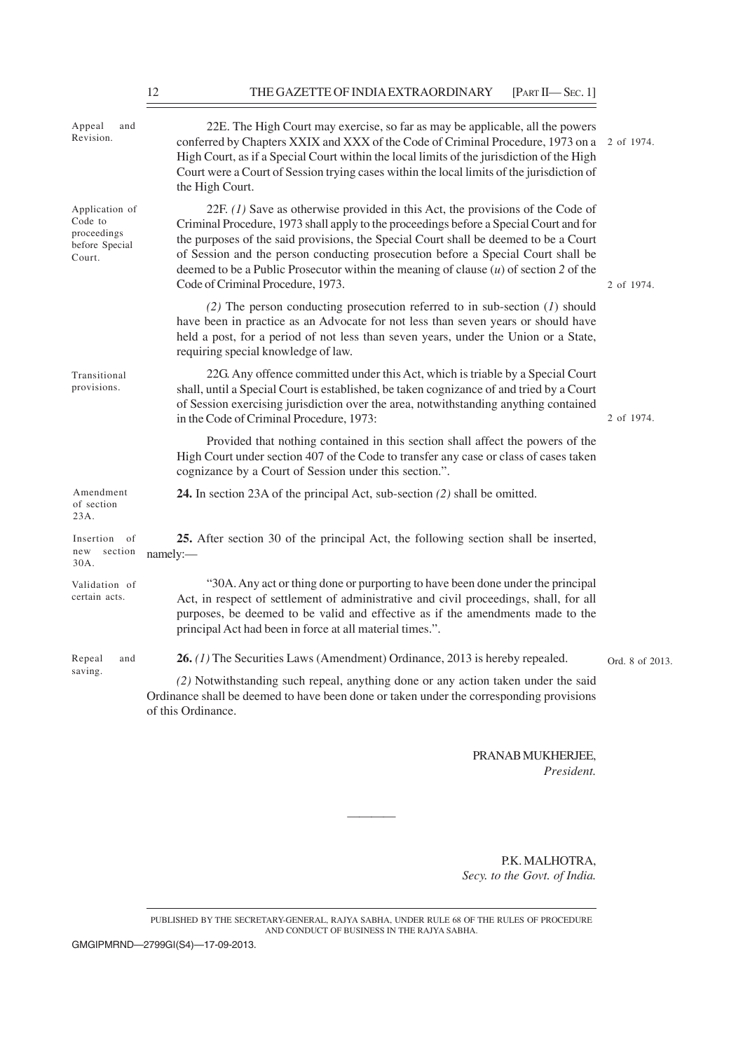Appeal and Revision.

22E. The High Court may exercise, so far as may be applicable, all the powers conferred by Chapters XXIX and XXX of the Code of Criminal Procedure, 1973 on a High Court, as if a Special Court within the local limits of the jurisdiction of the High Court were a Court of Session trying cases within the local limits of the jurisdiction of the High Court.

2 of 1974.

Application of Code to proceedings before Special Court.

22F. *(1)* Save as otherwise provided in this Act, the provisions of the Code of Criminal Procedure, 1973 shall apply to the proceedings before a Special Court and for the purposes of the said provisions, the Special Court shall be deemed to be a Court of Session and the person conducting prosecution before a Special Court shall be deemed to be a Public Prosecutor within the meaning of clause (*u*) of section *2* of the Code of Criminal Procedure, 1973.

2 of 1974.

*(2)* The person conducting prosecution referred to in sub-section (*1*) should have been in practice as an Advocate for not less than seven years or should have held a post, for a period of not less than seven years, under the Union or a State, requiring special knowledge of law.

Transitional provisions.

22G. Any offence committed under this Act, which is triable by a Special Court shall, until a Special Court is established, be taken cognizance of and tried by a Court of Session exercising jurisdiction over the area, notwithstanding anything contained in the Code of Criminal Procedure, 1973:

2 of 1974.

Provided that nothing contained in this section shall affect the powers of the High Court under section 407 of the Code to transfer any case or class of cases taken cognizance by a Court of Session under this section.".

Amendment of section 23A.

**24.** In section 23A of the principal Act, sub-section *(2)* shall be omitted.

Insertion of new section 30A.

**25.** After section 30 of the principal Act, the following section shall be inserted, namely:—

Validation of certain acts.

"30A. Any act or thing done or purporting to have been done under the principal Act, in respect of settlement of administrative and civil proceedings, shall, for all purposes, be deemed to be valid and effective as if the amendments made to the principal Act had been in force at all material times.".

Repeal and saving.

**26.** *(1)* The Securities Laws (Amendment) Ordinance, 2013 is hereby repealed.

Ord. 8 of 2013.

*(2)* Notwithstanding such repeal, anything done or any action taken under the said Ordinance shall be deemed to have been done or taken under the corresponding provisions of this Ordinance.

PRANAB MUKHERJEE,
*President.*

---

P.K. MALHOTRA,
*Secy. to the Govt. of India.*

PUBLISHED BY THE SECRETARY-GENERAL, RAJYA SABHA, UNDER RULE 68 OF THE RULES OF PROCEDURE AND CONDUCT OF BUSINESS IN THE RAJYA SABHA.

GMGIPMRND—2799GI(S4)—17-09-2013.